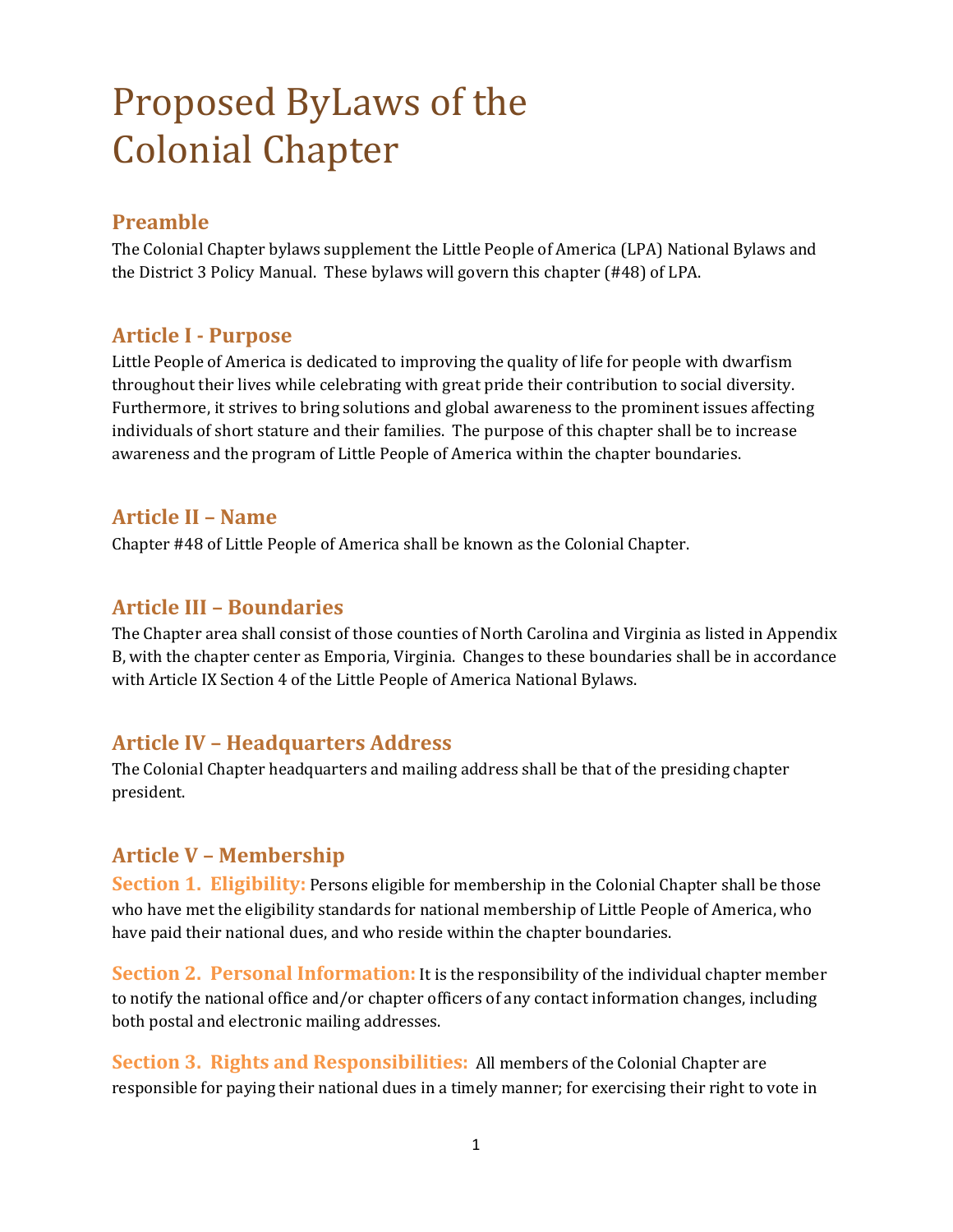# Proposed ByLaws of the Colonial Chapter

## Preamble

The Colonial Chapter bylaws supplement the Little People of America (LPA) National Bylaws and the District 3 Policy Manual. These bylaws will govern this chapter (#48) of LPA.

## Article I - Purpose

Little People of America is dedicated to improving the quality of life for people with dwarfism throughout their lives while celebrating with great pride their contribution to social diversity. Furthermore, it strives to bring solutions and global awareness to the prominent issues affecting individuals of short stature and their families. The purpose of this chapter shall be to increase awareness and the program of Little People of America within the chapter boundaries.

## Article II – Name

Chapter #48 of Little People of America shall be known as the Colonial Chapter.

## Article III – Boundaries

The Chapter area shall consist of those counties of North Carolina and Virginia as listed in Appendix B, with the chapter center as Emporia, Virginia. Changes to these boundaries shall be in accordance with Article IX Section 4 of the Little People of America National Bylaws.

## Article IV – Headquarters Address

The Colonial Chapter headquarters and mailing address shall be that of the presiding chapter president.

## Article V – Membership

**Section 1. Eligibility:** Persons eligible for membership in the Colonial Chapter shall be those who have met the eligibility standards for national membership of Little People of America, who have paid their national dues, and who reside within the chapter boundaries.

**Section 2. Personal Information:** It is the responsibility of the individual chapter member to notify the national office and/or chapter officers of any contact information changes, including both postal and electronic mailing addresses.

**Section 3. Rights and Responsibilities:** All members of the Colonial Chapter are responsible for paying their national dues in a timely manner; for exercising their right to vote in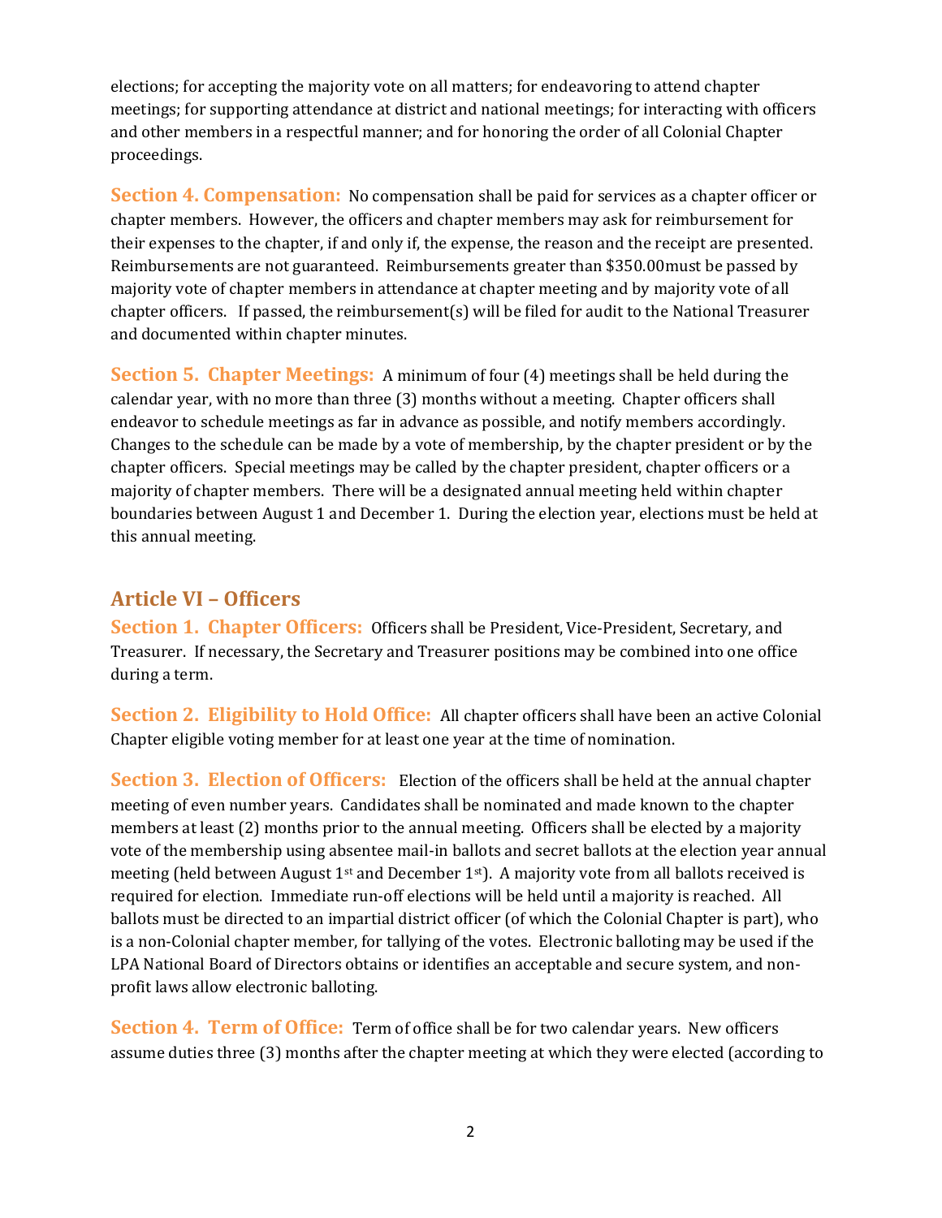elections; for accepting the majority vote on all matters; for endeavoring to attend chapter meetings; for supporting attendance at district and national meetings; for interacting with officers and other members in a respectful manner; and for honoring the order of all Colonial Chapter proceedings.

**Section 4. Compensation:** No compensation shall be paid for services as a chapter officer or chapter members. However, the officers and chapter members may ask for reimbursement for their expenses to the chapter, if and only if, the expense, the reason and the receipt are presented. Reimbursements are not guaranteed. Reimbursements greater than $350.00must be passed by majority vote of chapter members in attendance at chapter meeting and by majority vote of all chapter officers. If passed, the reimbursement(s) will be filed for audit to the National Treasurer and documented within chapter minutes.

**Section 5. Chapter Meetings:** A minimum of four (4) meetings shall be held during the calendar year, with no more than three (3) months without a meeting. Chapter officers shall endeavor to schedule meetings as far in advance as possible, and notify members accordingly. Changes to the schedule can be made by a vote of membership, by the chapter president or by the chapter officers. Special meetings may be called by the chapter president, chapter officers or a majority of chapter members. There will be a designated annual meeting held within chapter boundaries between August 1 and December 1. During the election year, elections must be held at this annual meeting.

## Article VI – Officers

**Section 1. Chapter Officers:** Officers shall be President, Vice-President, Secretary, and Treasurer. If necessary, the Secretary and Treasurer positions may be combined into one office during a term.

**Section 2. Eligibility to Hold Office:** All chapter officers shall have been an active Colonial Chapter eligible voting member for at least one year at the time of nomination.

**Section 3. Election of Officers:** Election of the officers shall be held at the annual chapter meeting of even number years. Candidates shall be nominated and made known to the chapter members at least (2) months prior to the annual meeting. Officers shall be elected by a majority vote of the membership using absentee mail-in ballots and secret ballots at the election year annual meeting (held between August 1st and December 1st). A majority vote from all ballots received is required for election. Immediate run-off elections will be held until a majority is reached. All ballots must be directed to an impartial district officer (of which the Colonial Chapter is part), who is a non-Colonial chapter member, for tallying of the votes. Electronic balloting may be used if the LPA National Board of Directors obtains or identifies an acceptable and secure system, and non-profit laws allow electronic balloting.

**Section 4. Term of Office:** Term of office shall be for two calendar years. New officers assume duties three (3) months after the chapter meeting at which they were elected (according to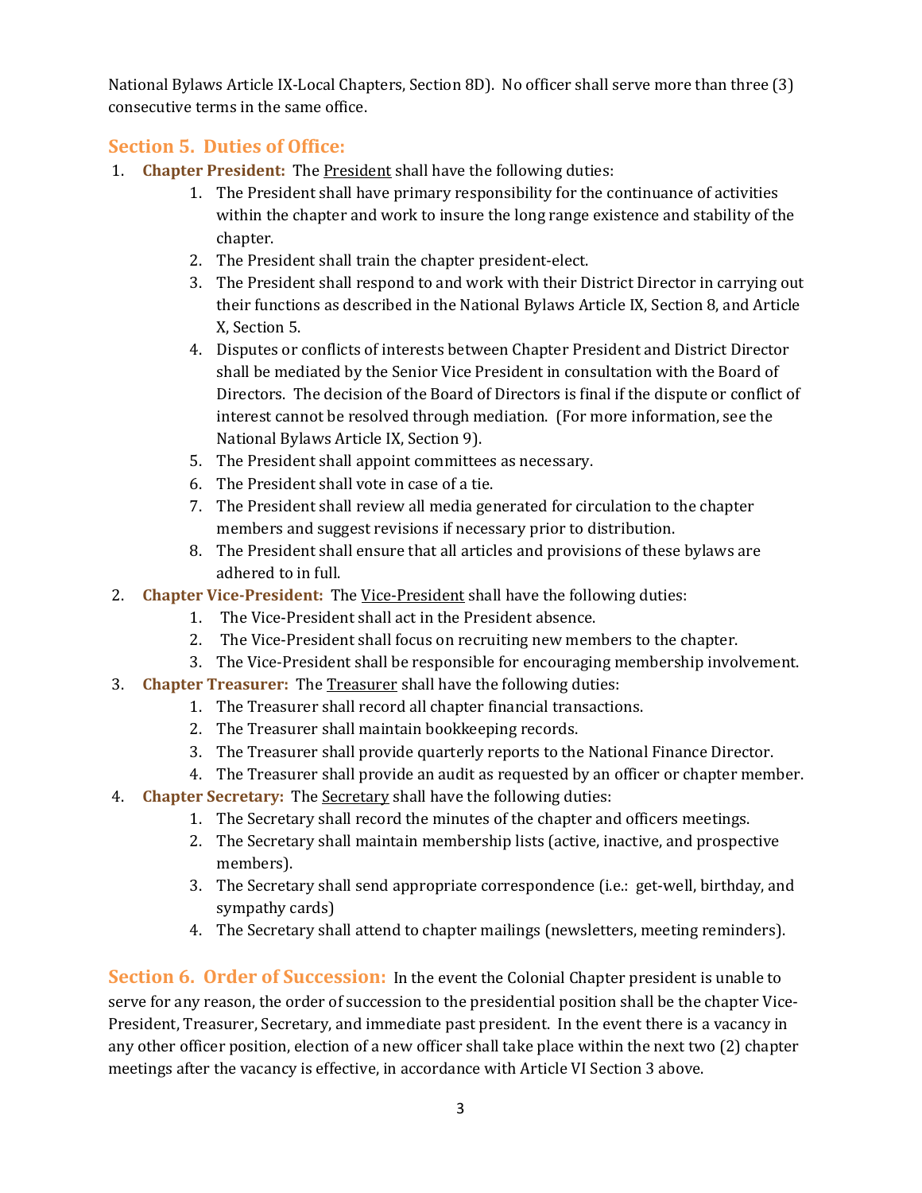National Bylaws Article IX-Local Chapters, Section 8D). No officer shall serve more than three (3) consecutive terms in the same office.

## Section 5. Duties of Office:

1. **Chapter President:** The President shall have the following duties:
    1. The President shall have primary responsibility for the continuance of activities within the chapter and work to insure the long range existence and stability of the chapter.
    2. The President shall train the chapter president-elect.
    3. The President shall respond to and work with their District Director in carrying out their functions as described in the National Bylaws Article IX, Section 8, and Article X, Section 5.
    4. Disputes or conflicts of interests between Chapter President and District Director shall be mediated by the Senior Vice President in consultation with the Board of Directors. The decision of the Board of Directors is final if the dispute or conflict of interest cannot be resolved through mediation. (For more information, see the National Bylaws Article IX, Section 9).
    5. The President shall appoint committees as necessary.
    6. The President shall vote in case of a tie.
    7. The President shall review all media generated for circulation to the chapter members and suggest revisions if necessary prior to distribution.
    8. The President shall ensure that all articles and provisions of these bylaws are adhered to in full.
2. **Chapter Vice-President:** The Vice-President shall have the following duties:
    1. The Vice-President shall act in the President absence.
    2. The Vice-President shall focus on recruiting new members to the chapter.
    3. The Vice-President shall be responsible for encouraging membership involvement.
3. **Chapter Treasurer:** The Treasurer shall have the following duties:
    1. The Treasurer shall record all chapter financial transactions.
    2. The Treasurer shall maintain bookkeeping records.
    3. The Treasurer shall provide quarterly reports to the National Finance Director.
    4. The Treasurer shall provide an audit as requested by an officer or chapter member.
4. **Chapter Secretary:** The Secretary shall have the following duties:
    1. The Secretary shall record the minutes of the chapter and officers meetings.
    2. The Secretary shall maintain membership lists (active, inactive, and prospective members).
    3. The Secretary shall send appropriate correspondence (i.e.: get-well, birthday, and sympathy cards)
    4. The Secretary shall attend to chapter mailings (newsletters, meeting reminders).

## Section 6. Order of Succession:

In the event the Colonial Chapter president is unable to serve for any reason, the order of succession to the presidential position shall be the chapter Vice-President, Treasurer, Secretary, and immediate past president. In the event there is a vacancy in any other officer position, election of a new officer shall take place within the next two (2) chapter meetings after the vacancy is effective, in accordance with Article VI Section 3 above.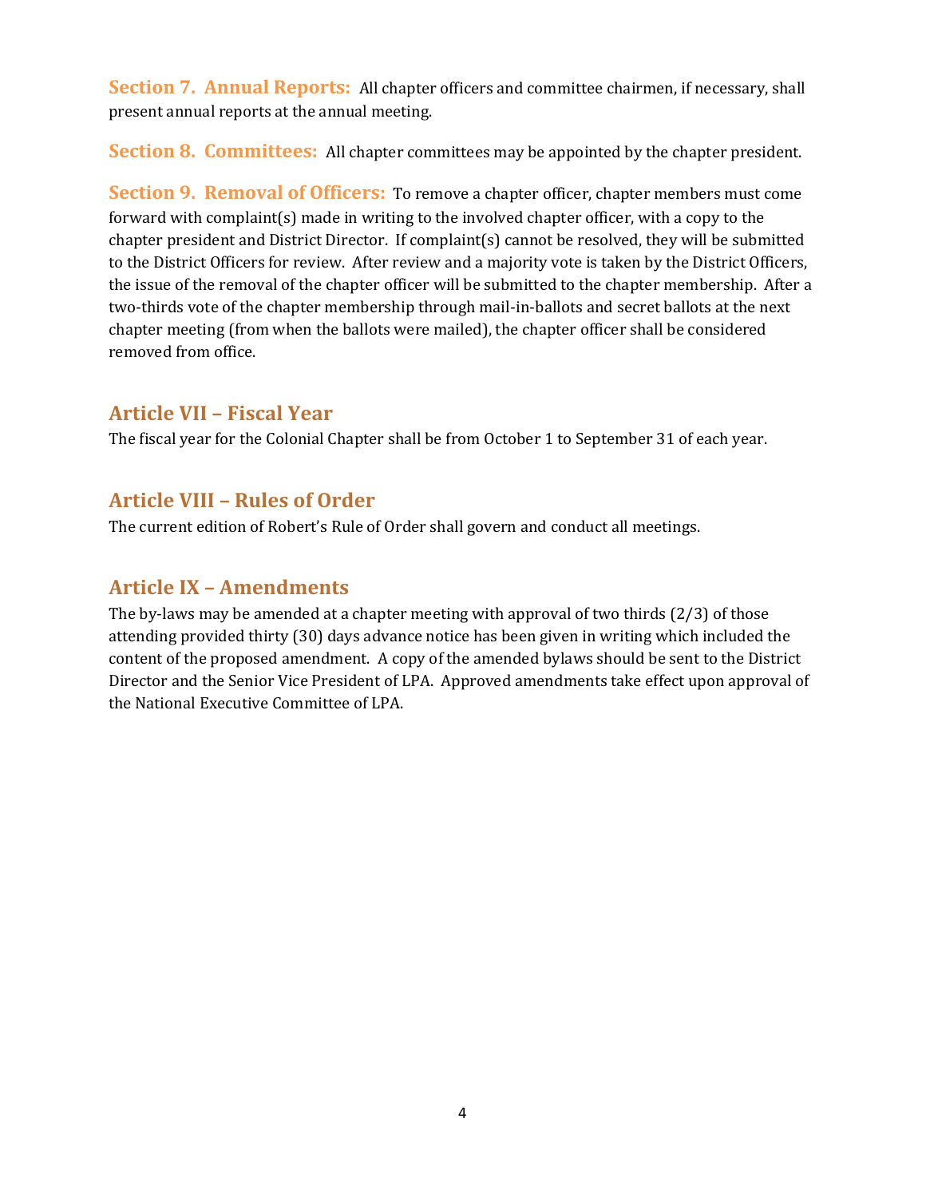**Section 7. Annual Reports:** All chapter officers and committee chairmen, if necessary, shall present annual reports at the annual meeting.

**Section 8. Committees:** All chapter committees may be appointed by the chapter president.

**Section 9. Removal of Officers:** To remove a chapter officer, chapter members must come forward with complaint(s) made in writing to the involved chapter officer, with a copy to the chapter president and District Director. If complaint(s) cannot be resolved, they will be submitted to the District Officers for review. After review and a majority vote is taken by the District Officers, the issue of the removal of the chapter officer will be submitted to the chapter membership. After a two-thirds vote of the chapter membership through mail-in-ballots and secret ballots at the next chapter meeting (from when the ballots were mailed), the chapter officer shall be considered removed from office.

## Article VII – Fiscal Year

The fiscal year for the Colonial Chapter shall be from October 1 to September 31 of each year.

## Article VIII – Rules of Order

The current edition of Robert's Rule of Order shall govern and conduct all meetings.

## Article IX – Amendments

The by-laws may be amended at a chapter meeting with approval of two thirds (2/3) of those attending provided thirty (30) days advance notice has been given in writing which included the content of the proposed amendment. A copy of the amended bylaws should be sent to the District Director and the Senior Vice President of LPA. Approved amendments take effect upon approval of the National Executive Committee of LPA.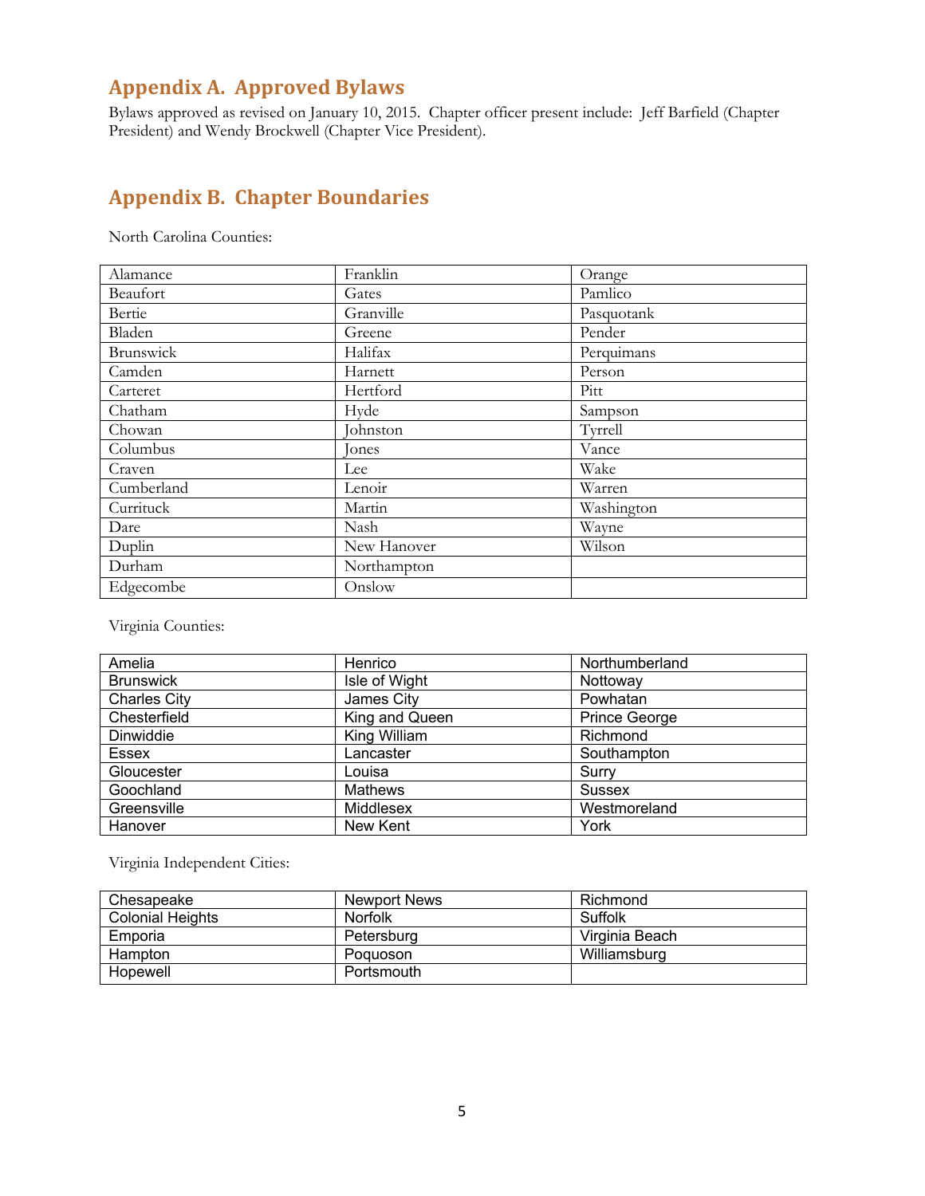## Appendix A. Approved Bylaws

Bylaws approved as revised on January 10, 2015. Chapter officer present include: Jeff Barfield (Chapter President) and Wendy Brockwell (Chapter Vice President).

## Appendix B. Chapter Boundaries

North Carolina Counties:

| | | |
|---|---|---|
| Alamance | Franklin | Orange |
| Beaufort | Gates | Pamlico |
| Bertie | Granville | Pasquotank |
| Bladen | Greene | Pender |
| Brunswick | Halifax | Perquimans |
| Camden | Harnett | Person |
| Carteret | Hertford | Pitt |
| Chatham | Hyde | Sampson |
| Chowan | Johnston | Tyrrell |
| Columbus | Jones | Vance |
| Craven | Lee | Wake |
| Cumberland | Lenoir | Warren |
| Currituck | Martin | Washington |
| Dare | Nash | Wayne |
| Duplin | New Hanover | Wilson |
| Durham | Northampton | |
| Edgecombe | Onslow | |

Virginia Counties:

| | | |
|---|---|---|
| Amelia | Henrico | Northumberland |
| Brunswick | Isle of Wight | Nottoway |
| Charles City | James City | Powhatan |
| Chesterfield | King and Queen | Prince George |
| Dinwiddie | King William | Richmond |
| Essex | Lancaster | Southampton |
| Gloucester | Louisa | Surry |
| Goochland | Mathews | Sussex |
| Greensville | Middlesex | Westmoreland |
| Hanover | New Kent | York |

Virginia Independent Cities:

| | | |
|---|---|---|
| Chesapeake | Newport News | Richmond |
| Colonial Heights | Norfolk | Suffolk |
| Emporia | Petersburg | Virginia Beach |
| Hampton | Poquoson | Williamsburg |
| Hopewell | Portsmouth | |